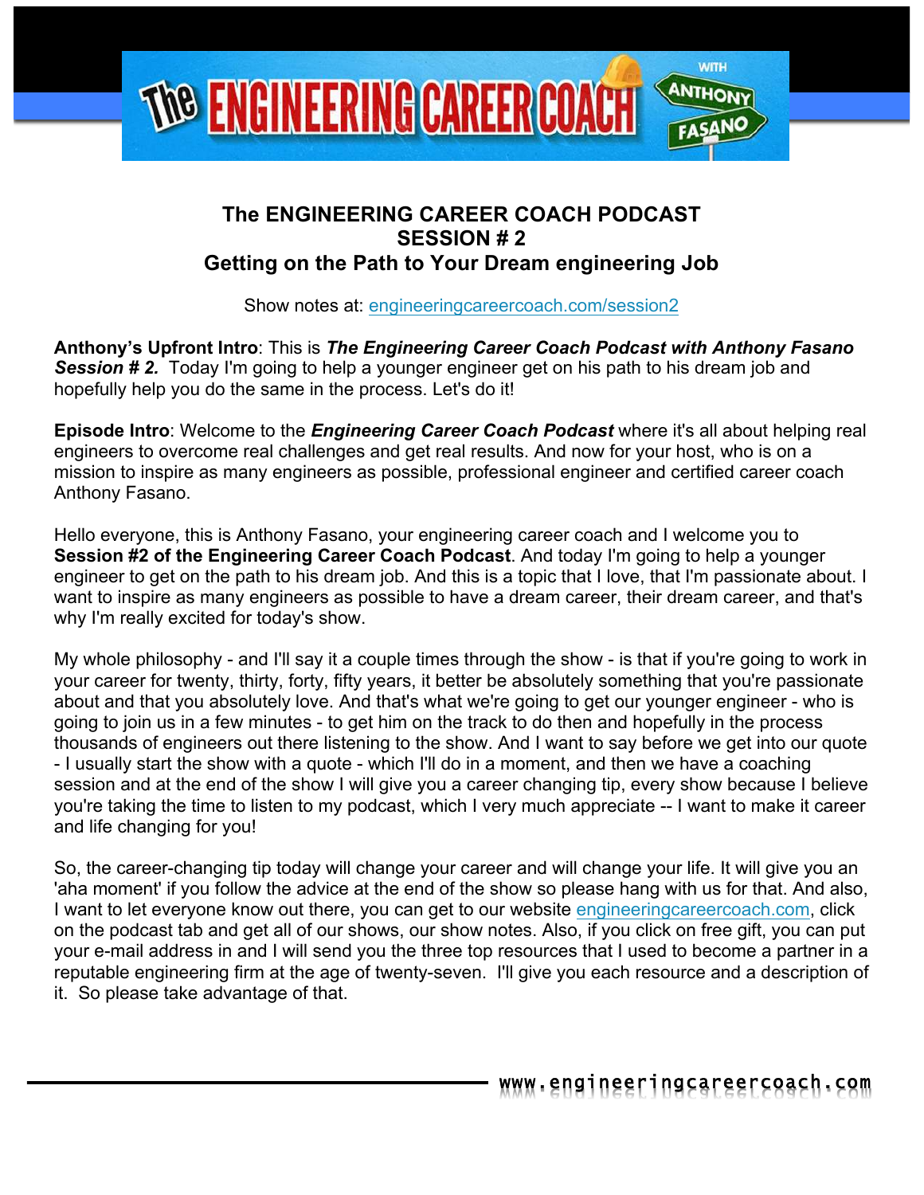# The ENGINEERING CAREER COACH PODCAST
# SESSION # 2
# Getting on the Path to Your Dream engineering Job

Show notes at: engineeringcareercoach.com/session2

**Anthony's Upfront Intro**: This is ***The Engineering Career Coach Podcast with Anthony Fasano Session # 2.*** Today I'm going to help a younger engineer get on his path to his dream job and hopefully help you do the same in the process. Let's do it!

**Episode Intro**: Welcome to the ***Engineering Career Coach Podcast*** where it's all about helping real engineers to overcome real challenges and get real results. And now for your host, who is on a mission to inspire as many engineers as possible, professional engineer and certified career coach Anthony Fasano.

Hello everyone, this is Anthony Fasano, your engineering career coach and I welcome you to **Session #2 of the Engineering Career Coach Podcast**. And today I'm going to help a younger engineer to get on the path to his dream job. And this is a topic that I love, that I'm passionate about. I want to inspire as many engineers as possible to have a dream career, their dream career, and that's why I'm really excited for today's show.

My whole philosophy - and I'll say it a couple times through the show - is that if you're going to work in your career for twenty, thirty, forty, fifty years, it better be absolutely something that you're passionate about and that you absolutely love. And that's what we're going to get our younger engineer - who is going to join us in a few minutes - to get him on the track to do then and hopefully in the process thousands of engineers out there listening to the show. And I want to say before we get into our quote - I usually start the show with a quote - which I'll do in a moment, and then we have a coaching session and at the end of the show I will give you a career changing tip, every show because I believe you're taking the time to listen to my podcast, which I very much appreciate -- I want to make it career and life changing for you!

So, the career-changing tip today will change your career and will change your life. It will give you an 'aha moment' if you follow the advice at the end of the show so please hang with us for that. And also, I want to let everyone know out there, you can get to our website engineeringcareercoach.com, click on the podcast tab and get all of our shows, our show notes. Also, if you click on free gift, you can put your e-mail address in and I will send you the three top resources that I used to become a partner in a reputable engineering firm at the age of twenty-seven. I'll give you each resource and a description of it. So please take advantage of that.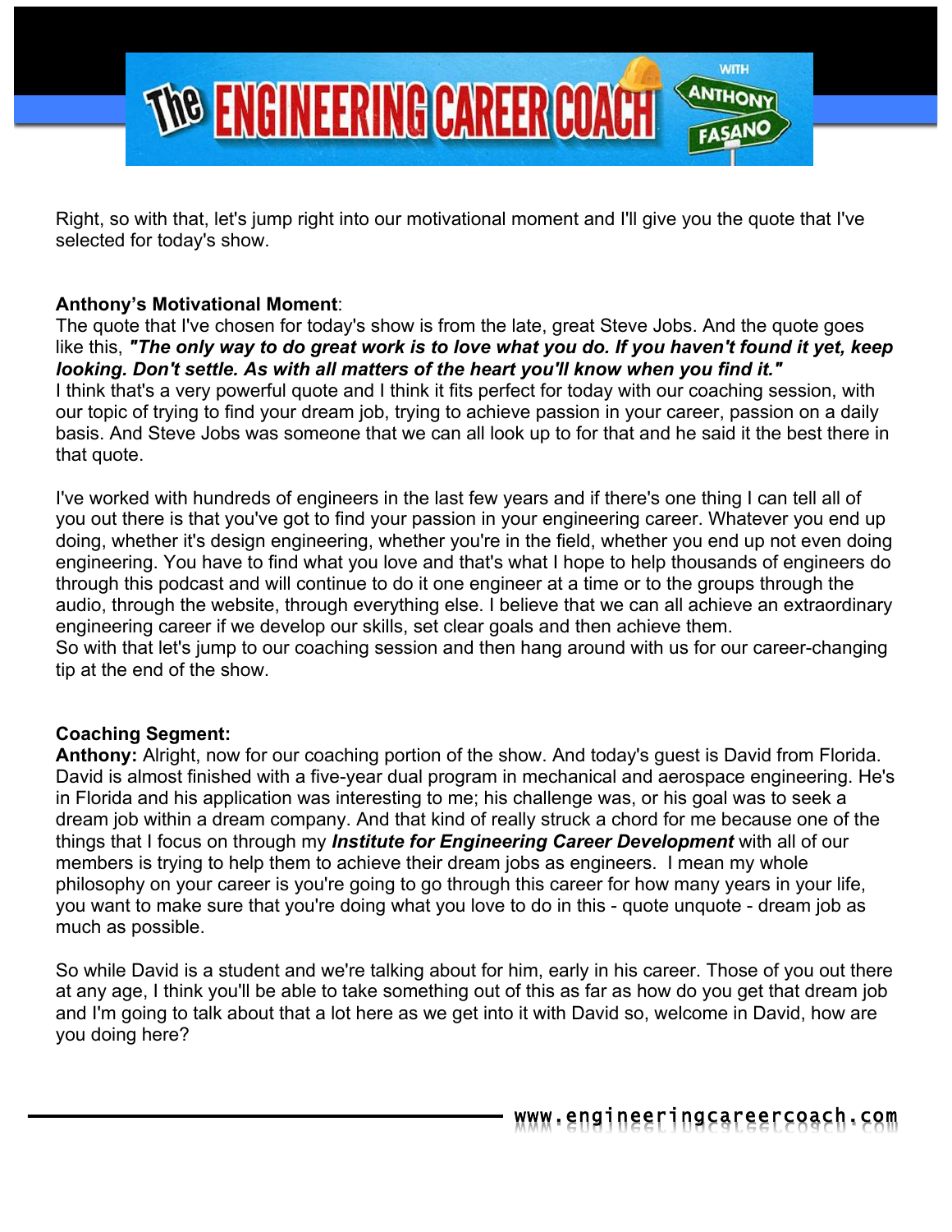Right, so with that, let's jump right into our motivational moment and I'll give you the quote that I've selected for today's show.

**Anthony's Motivational Moment**:
The quote that I've chosen for today's show is from the late, great Steve Jobs. And the quote goes like this, ***"The only way to do great work is to love what you do. If you haven't found it yet, keep looking. Don't settle. As with all matters of the heart you'll know when you find it."***
I think that's a very powerful quote and I think it fits perfect for today with our coaching session, with our topic of trying to find your dream job, trying to achieve passion in your career, passion on a daily basis. And Steve Jobs was someone that we can all look up to for that and he said it the best there in that quote.

I've worked with hundreds of engineers in the last few years and if there's one thing I can tell all of you out there is that you've got to find your passion in your engineering career. Whatever you end up doing, whether it's design engineering, whether you're in the field, whether you end up not even doing engineering. You have to find what you love and that's what I hope to help thousands of engineers do through this podcast and will continue to do it one engineer at a time or to the groups through the audio, through the website, through everything else. I believe that we can all achieve an extraordinary engineering career if we develop our skills, set clear goals and then achieve them.
So with that let's jump to our coaching session and then hang around with us for our career-changing tip at the end of the show.

**Coaching Segment:**
**Anthony:** Alright, now for our coaching portion of the show. And today's guest is David from Florida. David is almost finished with a five-year dual program in mechanical and aerospace engineering. He's in Florida and his application was interesting to me; his challenge was, or his goal was to seek a dream job within a dream company. And that kind of really struck a chord for me because one of the things that I focus on through my ***Institute for Engineering Career Development*** with all of our members is trying to help them to achieve their dream jobs as engineers. I mean my whole philosophy on your career is you're going to go through this career for how many years in your life, you want to make sure that you're doing what you love to do in this - quote unquote - dream job as much as possible.

So while David is a student and we're talking about for him, early in his career. Those of you out there at any age, I think you'll be able to take something out of this as far as how do you get that dream job and I'm going to talk about that a lot here as we get into it with David so, welcome in David, how are you doing here?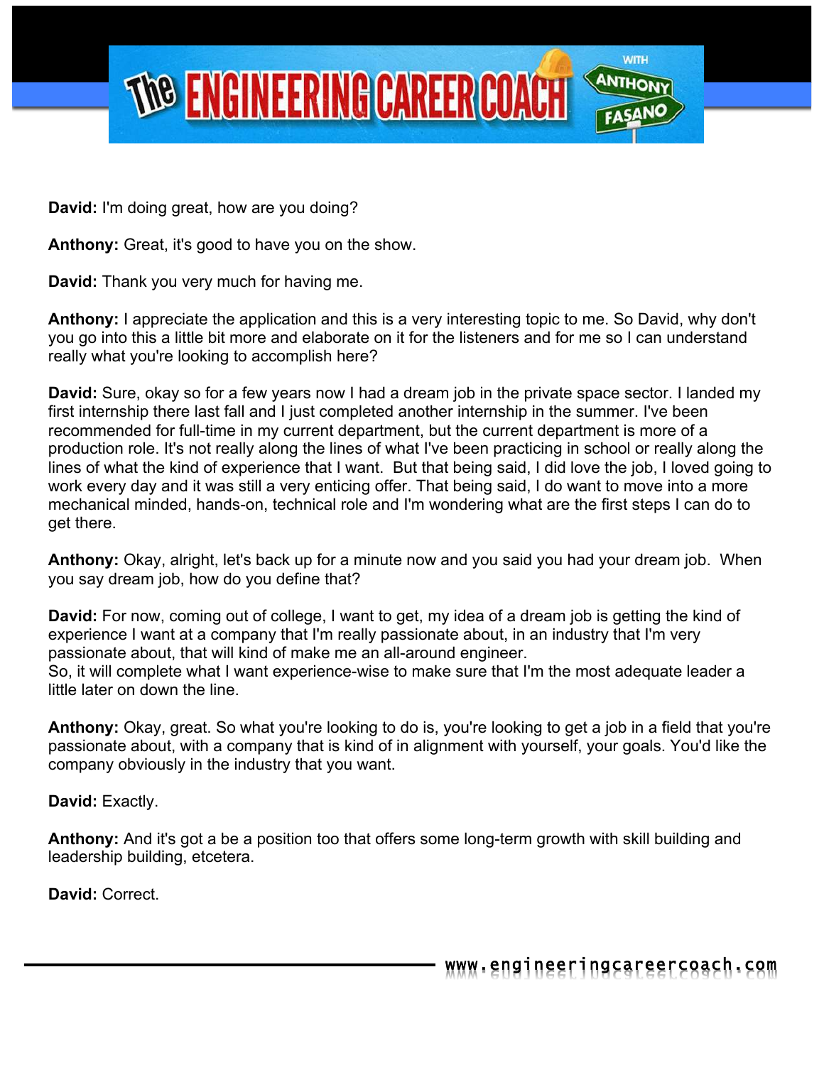**David:** I'm doing great, how are you doing?

**Anthony:** Great, it's good to have you on the show.

**David:** Thank you very much for having me.

**Anthony:** I appreciate the application and this is a very interesting topic to me. So David, why don't you go into this a little bit more and elaborate on it for the listeners and for me so I can understand really what you're looking to accomplish here?

**David:** Sure, okay so for a few years now I had a dream job in the private space sector. I landed my first internship there last fall and I just completed another internship in the summer. I've been recommended for full-time in my current department, but the current department is more of a production role. It's not really along the lines of what I've been practicing in school or really along the lines of what the kind of experience that I want. But that being said, I did love the job, I loved going to work every day and it was still a very enticing offer. That being said, I do want to move into a more mechanical minded, hands-on, technical role and I'm wondering what are the first steps I can do to get there.

**Anthony:** Okay, alright, let's back up for a minute now and you said you had your dream job. When you say dream job, how do you define that?

**David:** For now, coming out of college, I want to get, my idea of a dream job is getting the kind of experience I want at a company that I'm really passionate about, in an industry that I'm very passionate about, that will kind of make me an all-around engineer.
So, it will complete what I want experience-wise to make sure that I'm the most adequate leader a little later on down the line.

**Anthony:** Okay, great. So what you're looking to do is, you're looking to get a job in a field that you're passionate about, with a company that is kind of in alignment with yourself, your goals. You'd like the company obviously in the industry that you want.

**David:** Exactly.

**Anthony:** And it's got a be a position too that offers some long-term growth with skill building and leadership building, etcetera.

**David:** Correct.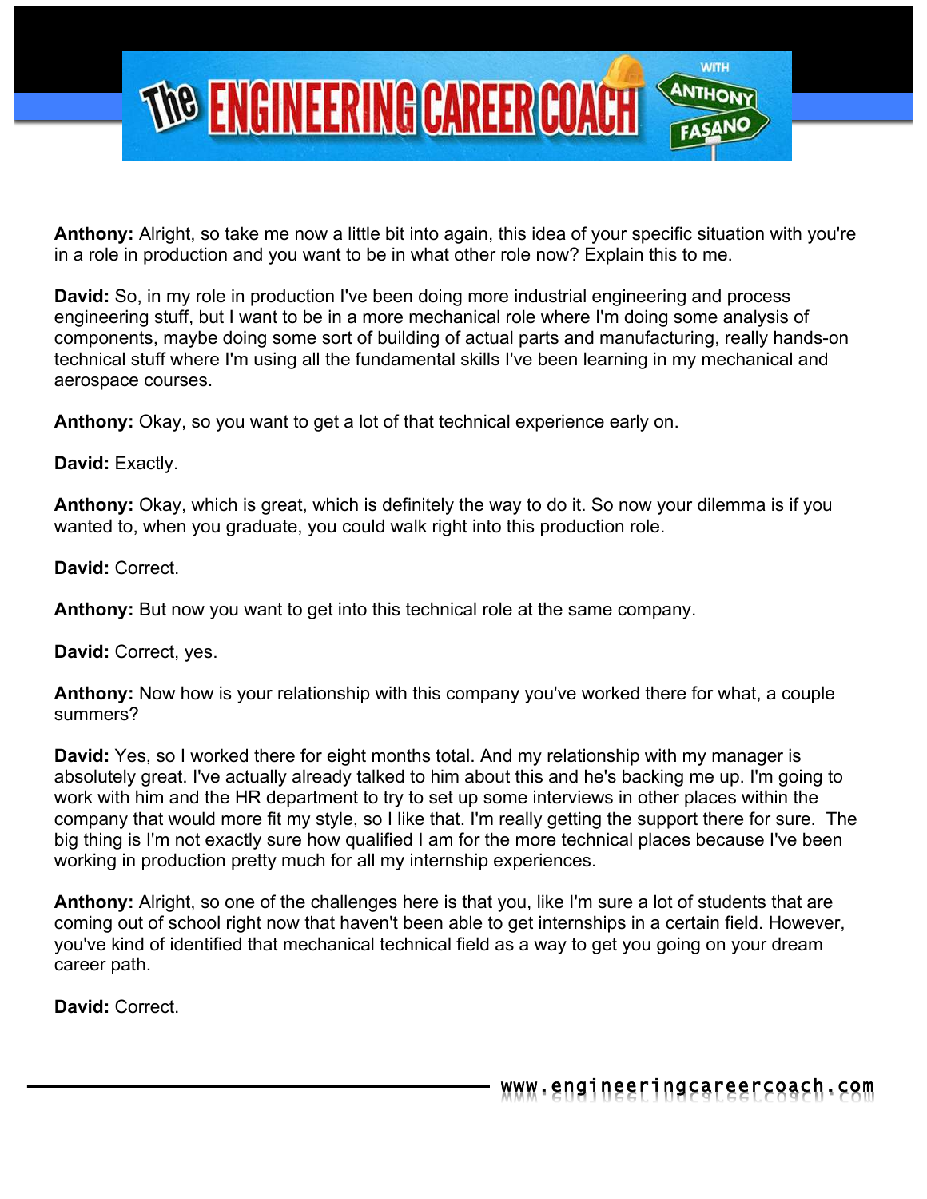**Anthony:** Alright, so take me now a little bit into again, this idea of your specific situation with you're in a role in production and you want to be in what other role now? Explain this to me.

**David:** So, in my role in production I've been doing more industrial engineering and process engineering stuff, but I want to be in a more mechanical role where I'm doing some analysis of components, maybe doing some sort of building of actual parts and manufacturing, really hands-on technical stuff where I'm using all the fundamental skills I've been learning in my mechanical and aerospace courses.

**Anthony:** Okay, so you want to get a lot of that technical experience early on.

**David:** Exactly.

**Anthony:** Okay, which is great, which is definitely the way to do it. So now your dilemma is if you wanted to, when you graduate, you could walk right into this production role.

**David:** Correct.

**Anthony:** But now you want to get into this technical role at the same company.

**David:** Correct, yes.

**Anthony:** Now how is your relationship with this company you've worked there for what, a couple summers?

**David:** Yes, so I worked there for eight months total. And my relationship with my manager is absolutely great. I've actually already talked to him about this and he's backing me up. I'm going to work with him and the HR department to try to set up some interviews in other places within the company that would more fit my style, so I like that. I'm really getting the support there for sure. The big thing is I'm not exactly sure how qualified I am for the more technical places because I've been working in production pretty much for all my internship experiences.

**Anthony:** Alright, so one of the challenges here is that you, like I'm sure a lot of students that are coming out of school right now that haven't been able to get internships in a certain field. However, you've kind of identified that mechanical technical field as a way to get you going on your dream career path.

**David:** Correct.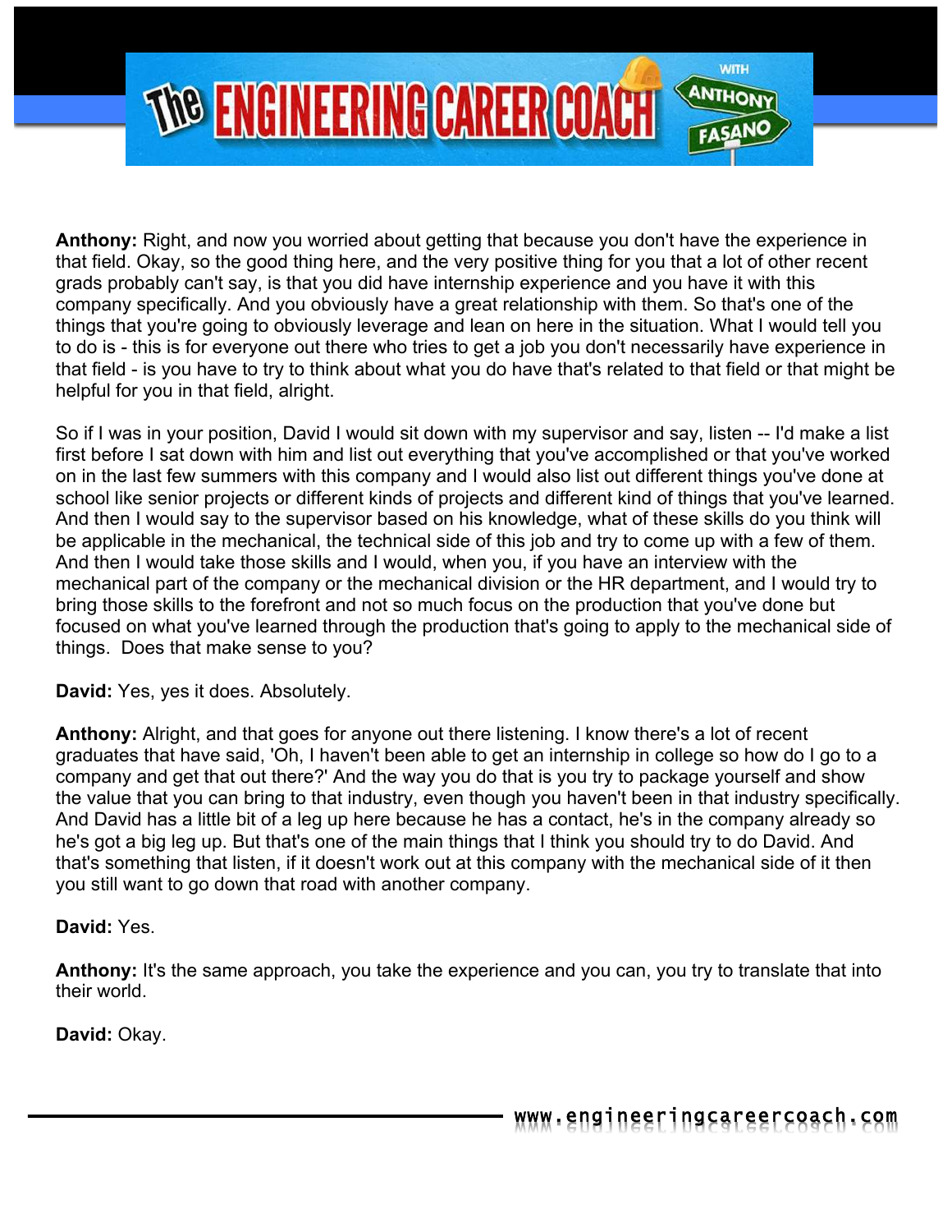**Anthony:** Right, and now you worried about getting that because you don't have the experience in that field. Okay, so the good thing here, and the very positive thing for you that a lot of other recent grads probably can't say, is that you did have internship experience and you have it with this company specifically. And you obviously have a great relationship with them. So that's one of the things that you're going to obviously leverage and lean on here in the situation. What I would tell you to do is - this is for everyone out there who tries to get a job you don't necessarily have experience in that field - is you have to try to think about what you do have that's related to that field or that might be helpful for you in that field, alright.

So if I was in your position, David I would sit down with my supervisor and say, listen -- I'd make a list first before I sat down with him and list out everything that you've accomplished or that you've worked on in the last few summers with this company and I would also list out different things you've done at school like senior projects or different kinds of projects and different kind of things that you've learned. And then I would say to the supervisor based on his knowledge, what of these skills do you think will be applicable in the mechanical, the technical side of this job and try to come up with a few of them. And then I would take those skills and I would, when you, if you have an interview with the mechanical part of the company or the mechanical division or the HR department, and I would try to bring those skills to the forefront and not so much focus on the production that you've done but focused on what you've learned through the production that's going to apply to the mechanical side of things. Does that make sense to you?

**David:** Yes, yes it does. Absolutely.

**Anthony:** Alright, and that goes for anyone out there listening. I know there's a lot of recent graduates that have said, 'Oh, I haven't been able to get an internship in college so how do I go to a company and get that out there?' And the way you do that is you try to package yourself and show the value that you can bring to that industry, even though you haven't been in that industry specifically. And David has a little bit of a leg up here because he has a contact, he's in the company already so he's got a big leg up. But that's one of the main things that I think you should try to do David. And that's something that listen, if it doesn't work out at this company with the mechanical side of it then you still want to go down that road with another company.

**David:** Yes.

**Anthony:** It's the same approach, you take the experience and you can, you try to translate that into their world.

**David:** Okay.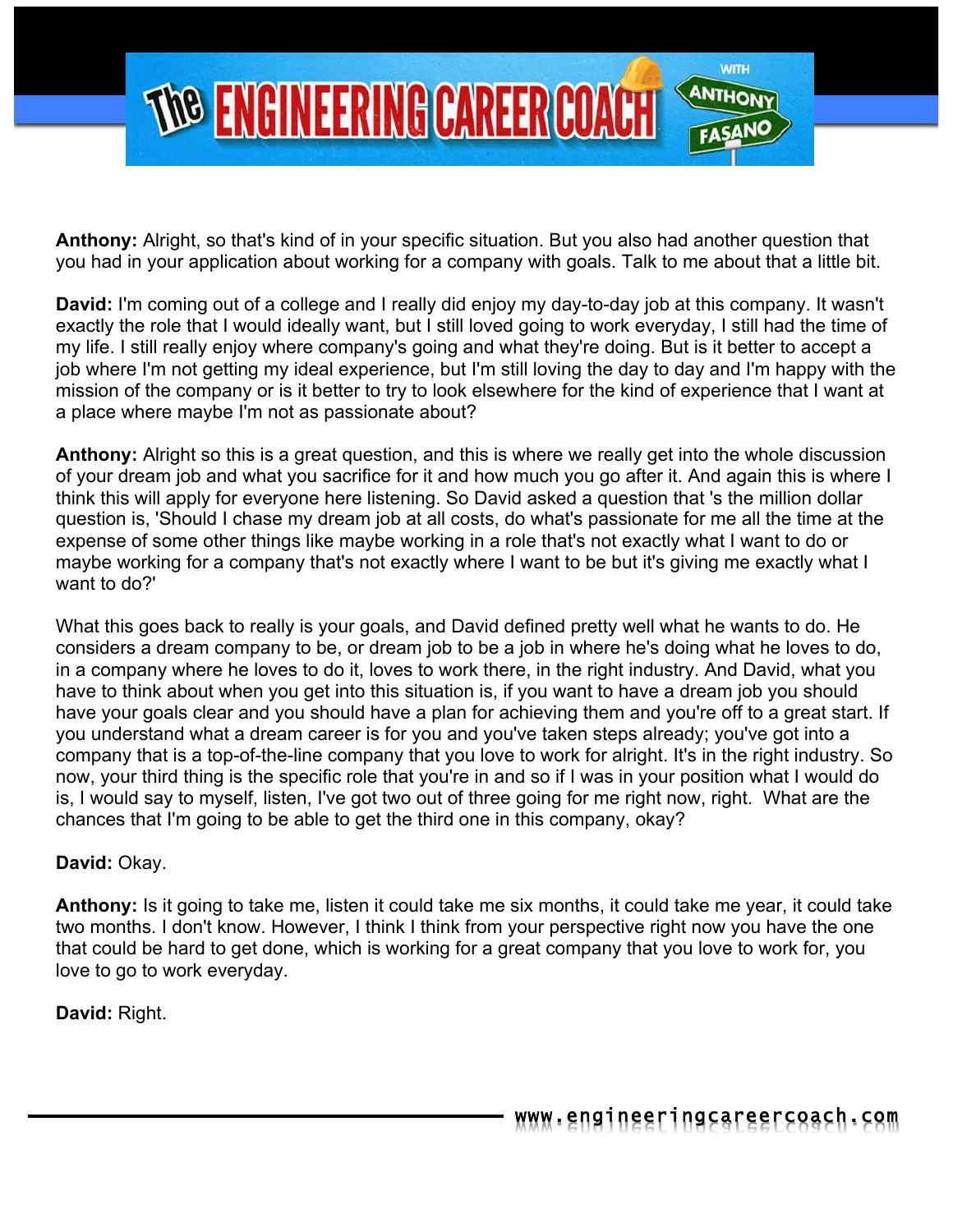**Anthony:** Alright, so that's kind of in your specific situation. But you also had another question that you had in your application about working for a company with goals. Talk to me about that a little bit.

**David:** I'm coming out of a college and I really did enjoy my day-to-day job at this company. It wasn't exactly the role that I would ideally want, but I still loved going to work everyday, I still had the time of my life. I still really enjoy where company's going and what they're doing. But is it better to accept a job where I'm not getting my ideal experience, but I'm still loving the day to day and I'm happy with the mission of the company or is it better to try to look elsewhere for the kind of experience that I want at a place where maybe I'm not as passionate about?

**Anthony:** Alright so this is a great question, and this is where we really get into the whole discussion of your dream job and what you sacrifice for it and how much you go after it. And again this is where I think this will apply for everyone here listening. So David asked a question that 's the million dollar question is, 'Should I chase my dream job at all costs, do what's passionate for me all the time at the expense of some other things like maybe working in a role that's not exactly what I want to do or maybe working for a company that's not exactly where I want to be but it's giving me exactly what I want to do?'

What this goes back to really is your goals, and David defined pretty well what he wants to do. He considers a dream company to be, or dream job to be a job in where he's doing what he loves to do, in a company where he loves to do it, loves to work there, in the right industry. And David, what you have to think about when you get into this situation is, if you want to have a dream job you should have your goals clear and you should have a plan for achieving them and you're off to a great start. If you understand what a dream career is for you and you've taken steps already; you've got into a company that is a top-of-the-line company that you love to work for alright. It's in the right industry. So now, your third thing is the specific role that you're in and so if I was in your position what I would do is, I would say to myself, listen, I've got two out of three going for me right now, right. What are the chances that I'm going to be able to get the third one in this company, okay?

**David:** Okay.

**Anthony:** Is it going to take me, listen it could take me six months, it could take me year, it could take two months. I don't know. However, I think I think from your perspective right now you have the one that could be hard to get done, which is working for a great company that you love to work for, you love to go to work everyday.

**David:** Right.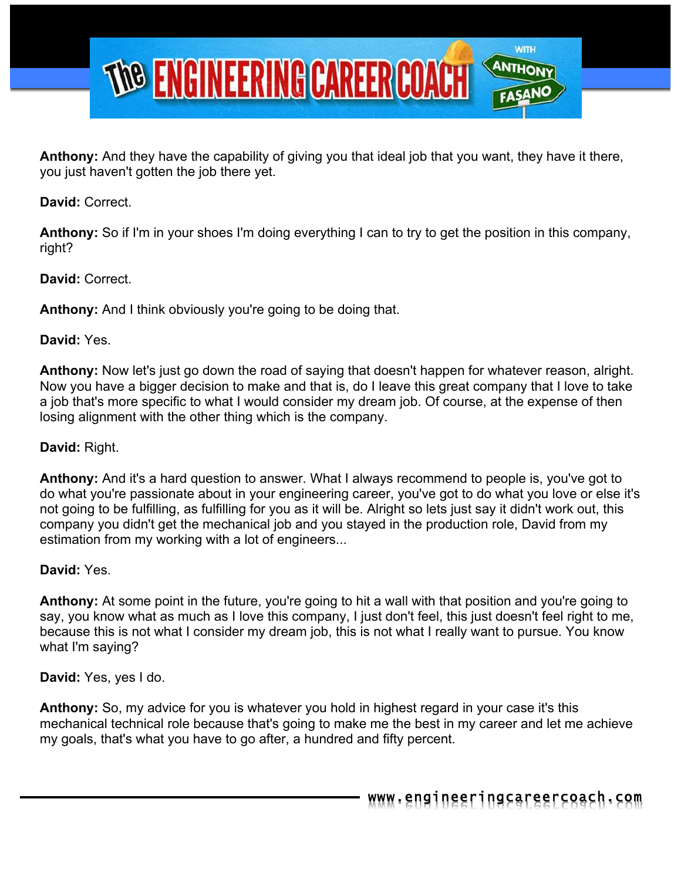**Anthony:** And they have the capability of giving you that ideal job that you want, they have it there, you just haven't gotten the job there yet.

**David:** Correct.

**Anthony:** So if I'm in your shoes I'm doing everything I can to try to get the position in this company, right?

**David:** Correct.

**Anthony:** And I think obviously you're going to be doing that.

**David:** Yes.

**Anthony:** Now let's just go down the road of saying that doesn't happen for whatever reason, alright. Now you have a bigger decision to make and that is, do I leave this great company that I love to take a job that's more specific to what I would consider my dream job. Of course, at the expense of then losing alignment with the other thing which is the company.

**David:** Right.

**Anthony:** And it's a hard question to answer. What I always recommend to people is, you've got to do what you're passionate about in your engineering career, you've got to do what you love or else it's not going to be fulfilling, as fulfilling for you as it will be. Alright so lets just say it didn't work out, this company you didn't get the mechanical job and you stayed in the production role, David from my estimation from my working with a lot of engineers...

**David:** Yes.

**Anthony:** At some point in the future, you're going to hit a wall with that position and you're going to say, you know what as much as I love this company, I just don't feel, this just doesn't feel right to me, because this is not what I consider my dream job, this is not what I really want to pursue. You know what I'm saying?

**David:** Yes, yes I do.

**Anthony:** So, my advice for you is whatever you hold in highest regard in your case it's this mechanical technical role because that's going to make me the best in my career and let me achieve my goals, that's what you have to go after, a hundred and fifty percent.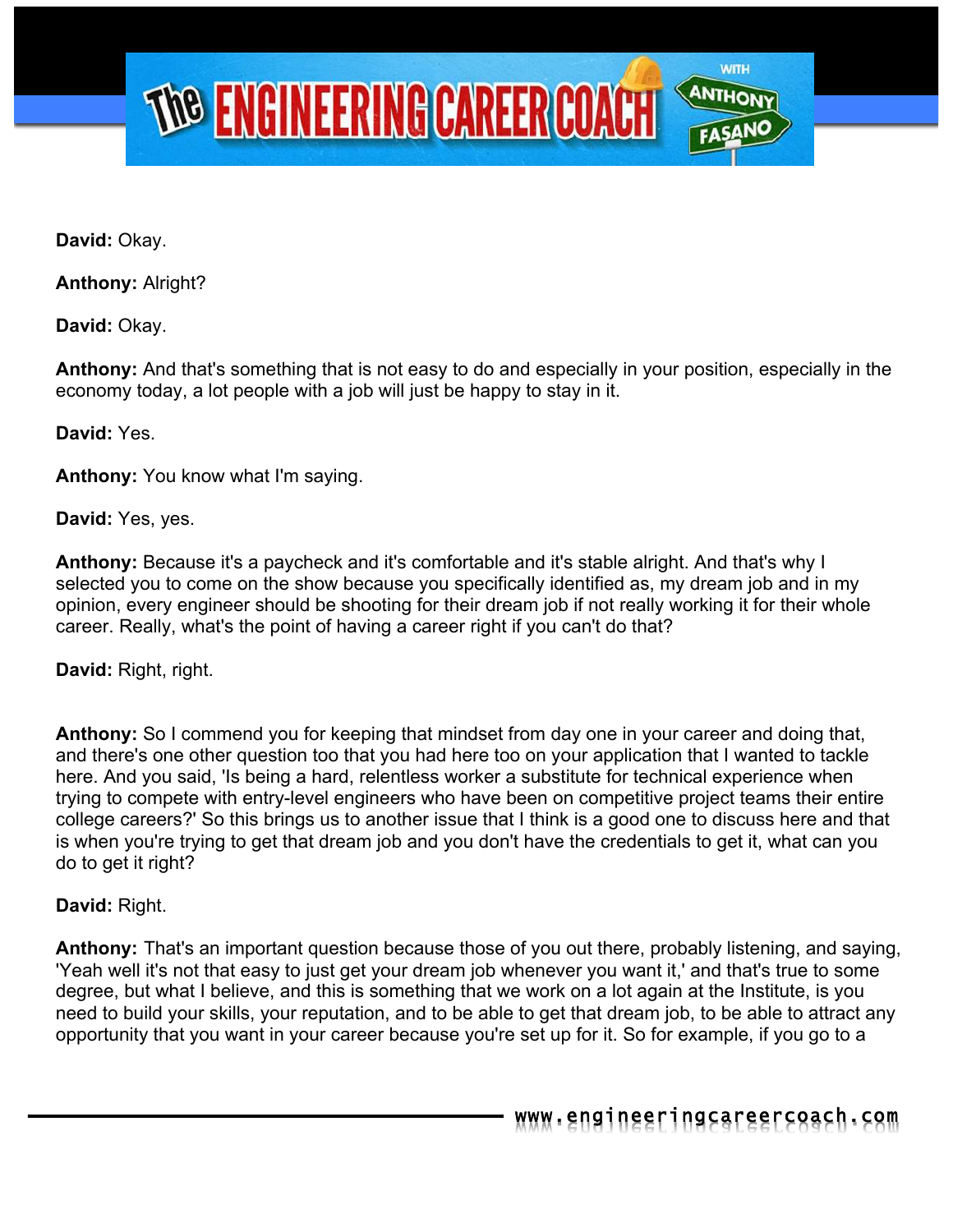**David:** Okay.

**Anthony:** Alright?

**David:** Okay.

**Anthony:** And that's something that is not easy to do and especially in your position, especially in the economy today, a lot people with a job will just be happy to stay in it.

**David:** Yes.

**Anthony:** You know what I'm saying.

**David:** Yes, yes.

**Anthony:** Because it's a paycheck and it's comfortable and it's stable alright. And that's why I selected you to come on the show because you specifically identified as, my dream job and in my opinion, every engineer should be shooting for their dream job if not really working it for their whole career. Really, what's the point of having a career right if you can't do that?

**David:** Right, right.

**Anthony:** So I commend you for keeping that mindset from day one in your career and doing that, and there's one other question too that you had here too on your application that I wanted to tackle here. And you said, 'Is being a hard, relentless worker a substitute for technical experience when trying to compete with entry-level engineers who have been on competitive project teams their entire college careers?' So this brings us to another issue that I think is a good one to discuss here and that is when you're trying to get that dream job and you don't have the credentials to get it, what can you do to get it right?

**David:** Right.

**Anthony:** That's an important question because those of you out there, probably listening, and saying, 'Yeah well it's not that easy to just get your dream job whenever you want it,' and that's true to some degree, but what I believe, and this is something that we work on a lot again at the Institute, is you need to build your skills, your reputation, and to be able to get that dream job, to be able to attract any opportunity that you want in your career because you're set up for it. So for example, if you go to a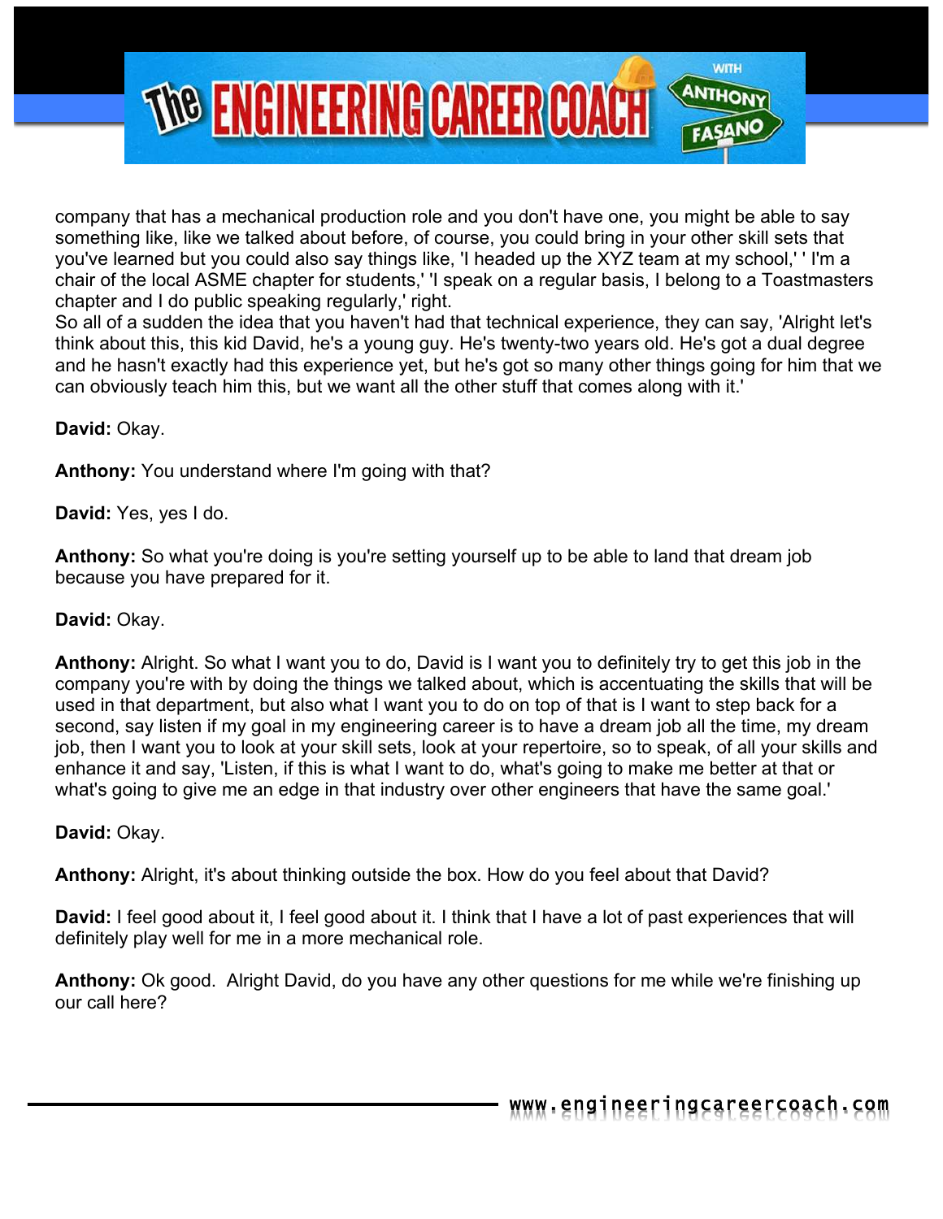company that has a mechanical production role and you don't have one, you might be able to say something like, like we talked about before, of course, you could bring in your other skill sets that you've learned but you could also say things like, 'I headed up the XYZ team at my school,' ' I'm a chair of the local ASME chapter for students,' 'I speak on a regular basis, I belong to a Toastmasters chapter and I do public speaking regularly,' right.
So all of a sudden the idea that you haven't had that technical experience, they can say, 'Alright let's think about this, this kid David, he's a young guy. He's twenty-two years old. He's got a dual degree and he hasn't exactly had this experience yet, but he's got so many other things going for him that we can obviously teach him this, but we want all the other stuff that comes along with it.'

**David:** Okay.

**Anthony:** You understand where I'm going with that?

**David:** Yes, yes I do.

**Anthony:** So what you're doing is you're setting yourself up to be able to land that dream job because you have prepared for it.

**David:** Okay.

**Anthony:** Alright. So what I want you to do, David is I want you to definitely try to get this job in the company you're with by doing the things we talked about, which is accentuating the skills that will be used in that department, but also what I want you to do on top of that is I want to step back for a second, say listen if my goal in my engineering career is to have a dream job all the time, my dream job, then I want you to look at your skill sets, look at your repertoire, so to speak, of all your skills and enhance it and say, 'Listen, if this is what I want to do, what's going to make me better at that or what's going to give me an edge in that industry over other engineers that have the same goal.'

**David:** Okay.

**Anthony:** Alright, it's about thinking outside the box. How do you feel about that David?

**David:** I feel good about it, I feel good about it. I think that I have a lot of past experiences that will definitely play well for me in a more mechanical role.

**Anthony:** Ok good. Alright David, do you have any other questions for me while we're finishing up our call here?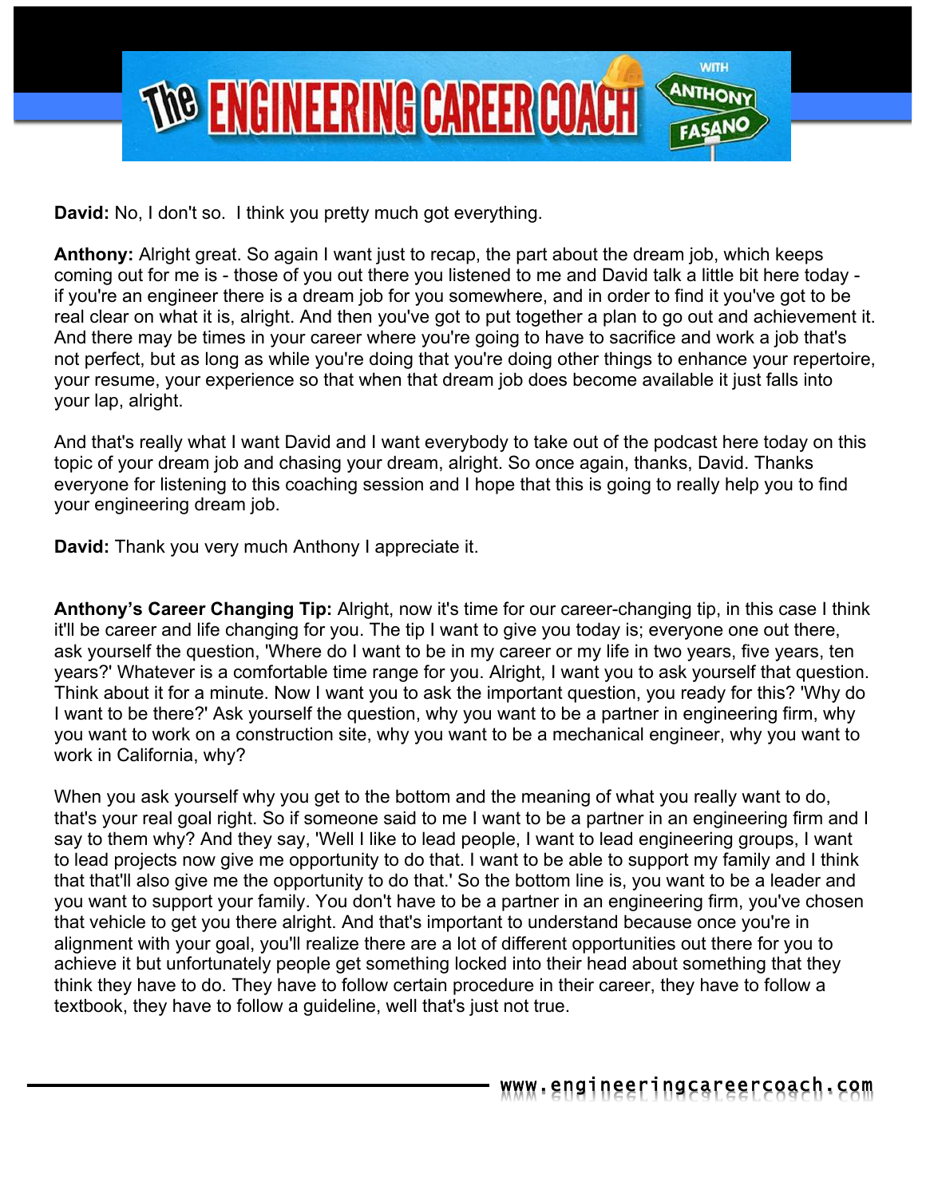**David:** No, I don't so.  I think you pretty much got everything.

**Anthony:** Alright great. So again I want just to recap, the part about the dream job, which keeps coming out for me is - those of you out there you listened to me and David talk a little bit here today - if you're an engineer there is a dream job for you somewhere, and in order to find it you've got to be real clear on what it is, alright. And then you've got to put together a plan to go out and achievement it. And there may be times in your career where you're going to have to sacrifice and work a job that's not perfect, but as long as while you're doing that you're doing other things to enhance your repertoire, your resume, your experience so that when that dream job does become available it just falls into your lap, alright.

And that's really what I want David and I want everybody to take out of the podcast here today on this topic of your dream job and chasing your dream, alright. So once again, thanks, David. Thanks everyone for listening to this coaching session and I hope that this is going to really help you to find your engineering dream job.

**David:** Thank you very much Anthony I appreciate it.

**Anthony's Career Changing Tip:** Alright, now it's time for our career-changing tip, in this case I think it'll be career and life changing for you. The tip I want to give you today is; everyone one out there, ask yourself the question, 'Where do I want to be in my career or my life in two years, five years, ten years?' Whatever is a comfortable time range for you. Alright, I want you to ask yourself that question. Think about it for a minute. Now I want you to ask the important question, you ready for this? 'Why do I want to be there?' Ask yourself the question, why you want to be a partner in engineering firm, why you want to work on a construction site, why you want to be a mechanical engineer, why you want to work in California, why?

When you ask yourself why you get to the bottom and the meaning of what you really want to do, that's your real goal right. So if someone said to me I want to be a partner in an engineering firm and I say to them why? And they say, 'Well I like to lead people, I want to lead engineering groups, I want to lead projects now give me opportunity to do that. I want to be able to support my family and I think that that'll also give me the opportunity to do that.' So the bottom line is, you want to be a leader and you want to support your family. You don't have to be a partner in an engineering firm, you've chosen that vehicle to get you there alright. And that's important to understand because once you're in alignment with your goal, you'll realize there are a lot of different opportunities out there for you to achieve it but unfortunately people get something locked into their head about something that they think they have to do. They have to follow certain procedure in their career, they have to follow a textbook, they have to follow a guideline, well that's just not true.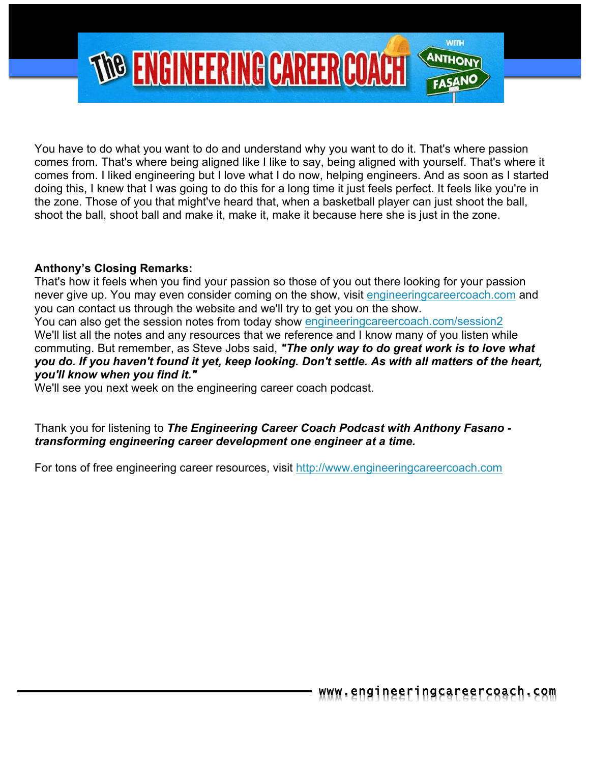You have to do what you want to do and understand why you want to do it. That's where passion comes from. That's where being aligned like I like to say, being aligned with yourself. That's where it comes from. I liked engineering but I love what I do now, helping engineers. And as soon as I started doing this, I knew that I was going to do this for a long time it just feels perfect. It feels like you're in the zone. Those of you that might've heard that, when a basketball player can just shoot the ball, shoot the ball, shoot ball and make it, make it, make it because here she is just in the zone.

**Anthony's Closing Remarks:**

That's how it feels when you find your passion so those of you out there looking for your passion never give up. You may even consider coming on the show, visit engineeringcareercoach.com and you can contact us through the website and we'll try to get you on the show.

You can also get the session notes from today show engineeringcareercoach.com/session2

We'll list all the notes and any resources that we reference and I know many of you listen while commuting. But remember, as Steve Jobs said, ***"The only way to do great work is to love what you do. If you haven't found it yet, keep looking. Don't settle. As with all matters of the heart, you'll know when you find it."***

We'll see you next week on the engineering career coach podcast.

Thank you for listening to ***The Engineering Career Coach Podcast with Anthony Fasano - transforming engineering career development one engineer at a time.***

For tons of free engineering career resources, visit http://www.engineeringcareercoach.com